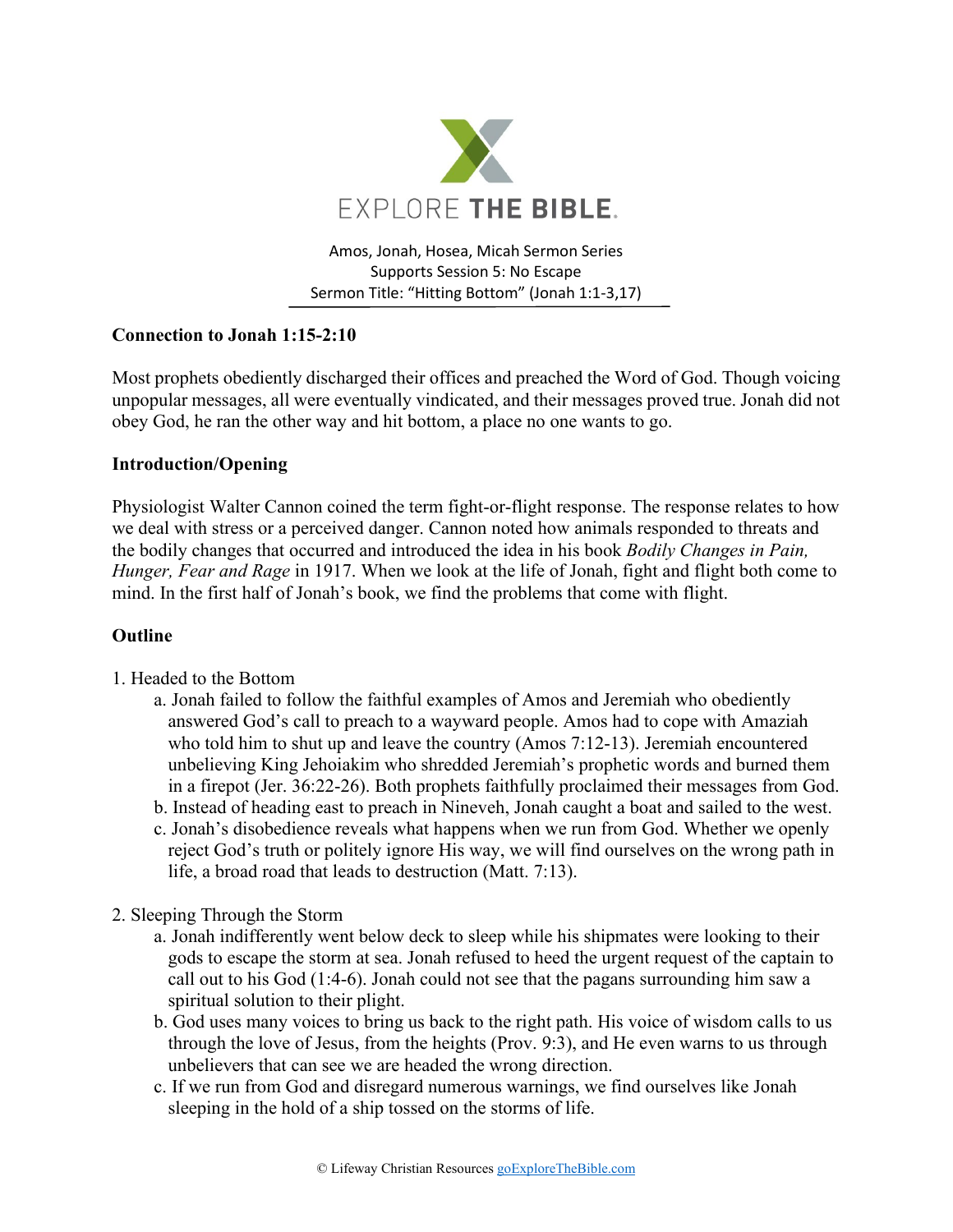EXPLORE THE BIBLE.

Amos, Jonah, Hosea, Micah Sermon Series
Supports Session 5: No Escape
Sermon Title: "Hitting Bottom" (Jonah 1:1-3,17)

**Connection to Jonah 1:15-2:10**

Most prophets obediently discharged their offices and preached the Word of God. Though voicing unpopular messages, all were eventually vindicated, and their messages proved true. Jonah did not obey God, he ran the other way and hit bottom, a place no one wants to go.

**Introduction/Opening**

Physiologist Walter Cannon coined the term fight-or-flight response. The response relates to how we deal with stress or a perceived danger. Cannon noted how animals responded to threats and the bodily changes that occurred and introduced the idea in his book *Bodily Changes in Pain, Hunger, Fear and Rage* in 1917. When we look at the life of Jonah, fight and flight both come to mind. In the first half of Jonah's book, we find the problems that come with flight.

**Outline**

1. Headed to the Bottom
   a. Jonah failed to follow the faithful examples of Amos and Jeremiah who obediently answered God's call to preach to a wayward people. Amos had to cope with Amaziah who told him to shut up and leave the country (Amos 7:12-13). Jeremiah encountered unbelieving King Jehoiakim who shredded Jeremiah's prophetic words and burned them in a firepot (Jer. 36:22-26). Both prophets faithfully proclaimed their messages from God.
   b. Instead of heading east to preach in Nineveh, Jonah caught a boat and sailed to the west.
   c. Jonah's disobedience reveals what happens when we run from God. Whether we openly reject God's truth or politely ignore His way, we will find ourselves on the wrong path in life, a broad road that leads to destruction (Matt. 7:13).

2. Sleeping Through the Storm
   a. Jonah indifferently went below deck to sleep while his shipmates were looking to their gods to escape the storm at sea. Jonah refused to heed the urgent request of the captain to call out to his God (1:4-6). Jonah could not see that the pagans surrounding him saw a spiritual solution to their plight.
   b. God uses many voices to bring us back to the right path. His voice of wisdom calls to us through the love of Jesus, from the heights (Prov. 9:3), and He even warns to us through unbelievers that can see we are headed the wrong direction.
   c. If we run from God and disregard numerous warnings, we find ourselves like Jonah sleeping in the hold of a ship tossed on the storms of life.

© Lifeway Christian Resources goExploreTheBible.com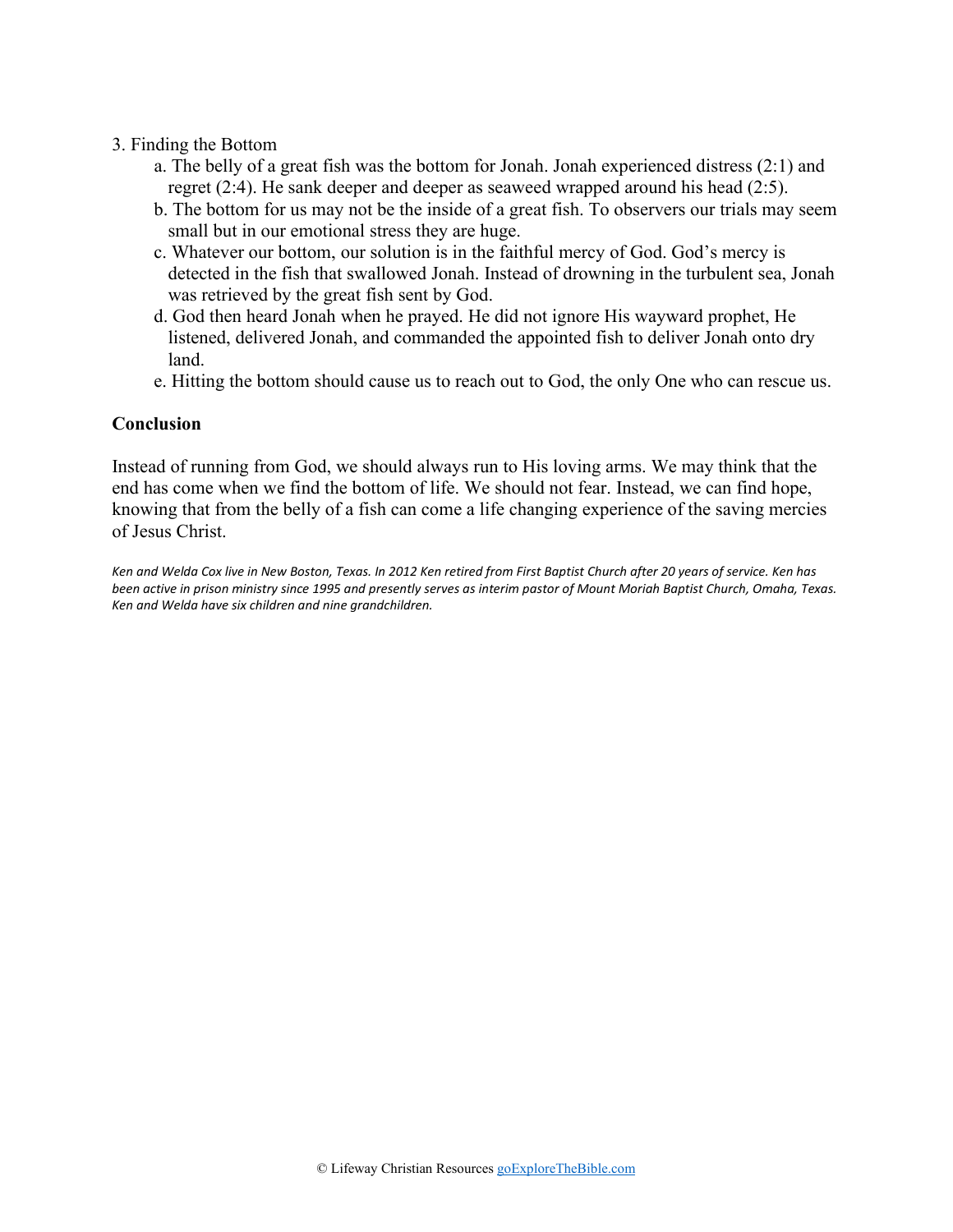3. Finding the Bottom
    a. The belly of a great fish was the bottom for Jonah. Jonah experienced distress (2:1) and regret (2:4). He sank deeper and deeper as seaweed wrapped around his head (2:5).
    b. The bottom for us may not be the inside of a great fish. To observers our trials may seem small but in our emotional stress they are huge.
    c. Whatever our bottom, our solution is in the faithful mercy of God. God's mercy is detected in the fish that swallowed Jonah. Instead of drowning in the turbulent sea, Jonah was retrieved by the great fish sent by God.
    d. God then heard Jonah when he prayed. He did not ignore His wayward prophet, He listened, delivered Jonah, and commanded the appointed fish to deliver Jonah onto dry land.
    e. Hitting the bottom should cause us to reach out to God, the only One who can rescue us.

**Conclusion**

Instead of running from God, we should always run to His loving arms. We may think that the end has come when we find the bottom of life. We should not fear. Instead, we can find hope, knowing that from the belly of a fish can come a life changing experience of the saving mercies of Jesus Christ.

*Ken and Welda Cox live in New Boston, Texas. In 2012 Ken retired from First Baptist Church after 20 years of service. Ken has been active in prison ministry since 1995 and presently serves as interim pastor of Mount Moriah Baptist Church, Omaha, Texas. Ken and Welda have six children and nine grandchildren.*

© Lifeway Christian Resources goExploreTheBible.com